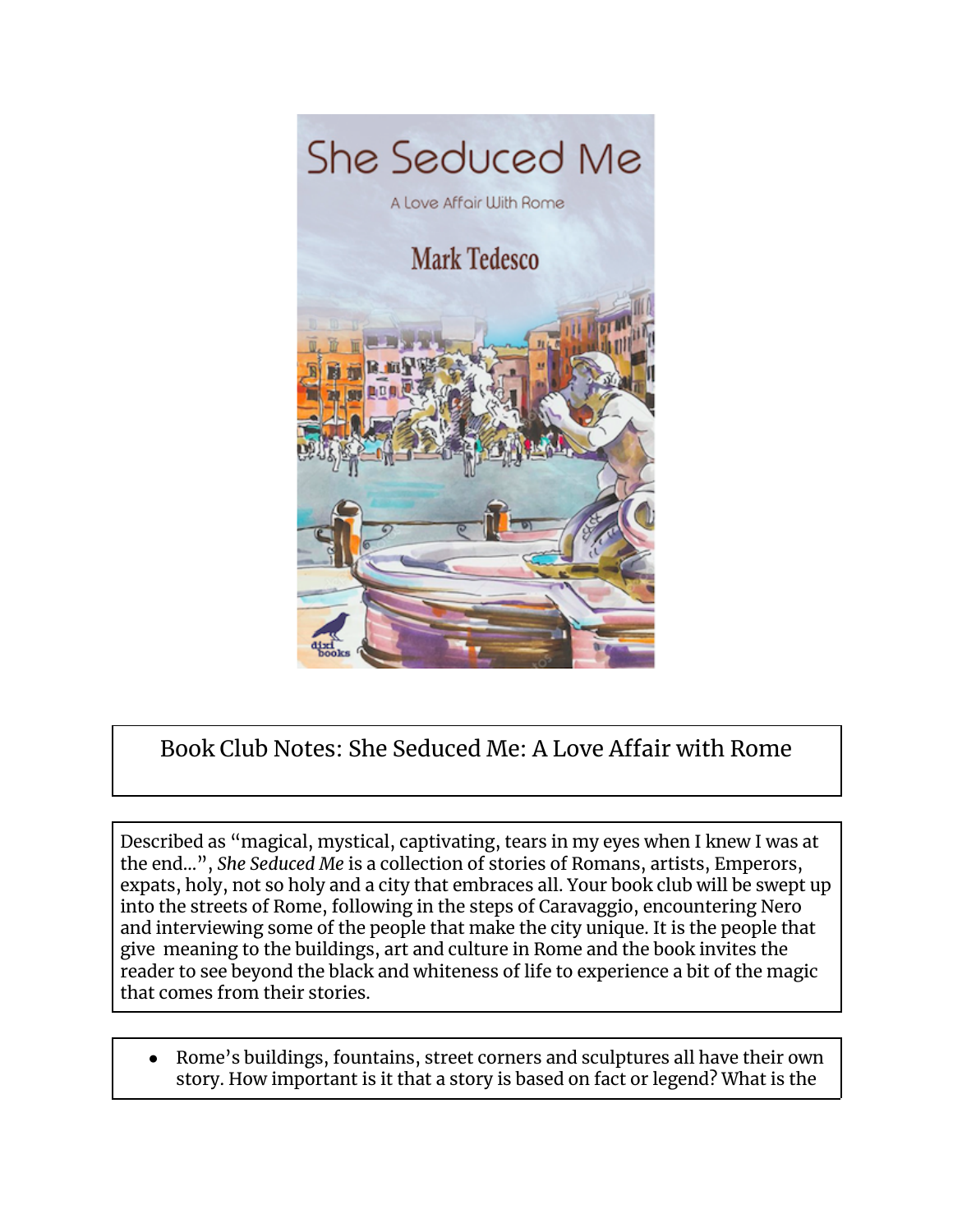# Book Club Notes: She Seduced Me: A Love Affair with Rome

Described as "magical, mystical, captivating, tears in my eyes when I knew I was at the end...", *She Seduced Me* is a collection of stories of Romans, artists, Emperors, expats, holy, not so holy and a city that embraces all. Your book club will be swept up into the streets of Rome, following in the steps of Caravaggio, encountering Nero and interviewing some of the people that make the city unique. It is the people that give meaning to the buildings, art and culture in Rome and the book invites the reader to see beyond the black and whiteness of life to experience a bit of the magic that comes from their stories.

- Rome's buildings, fountains, street corners and sculptures all have their own story. How important is it that a story is based on fact or legend? What is the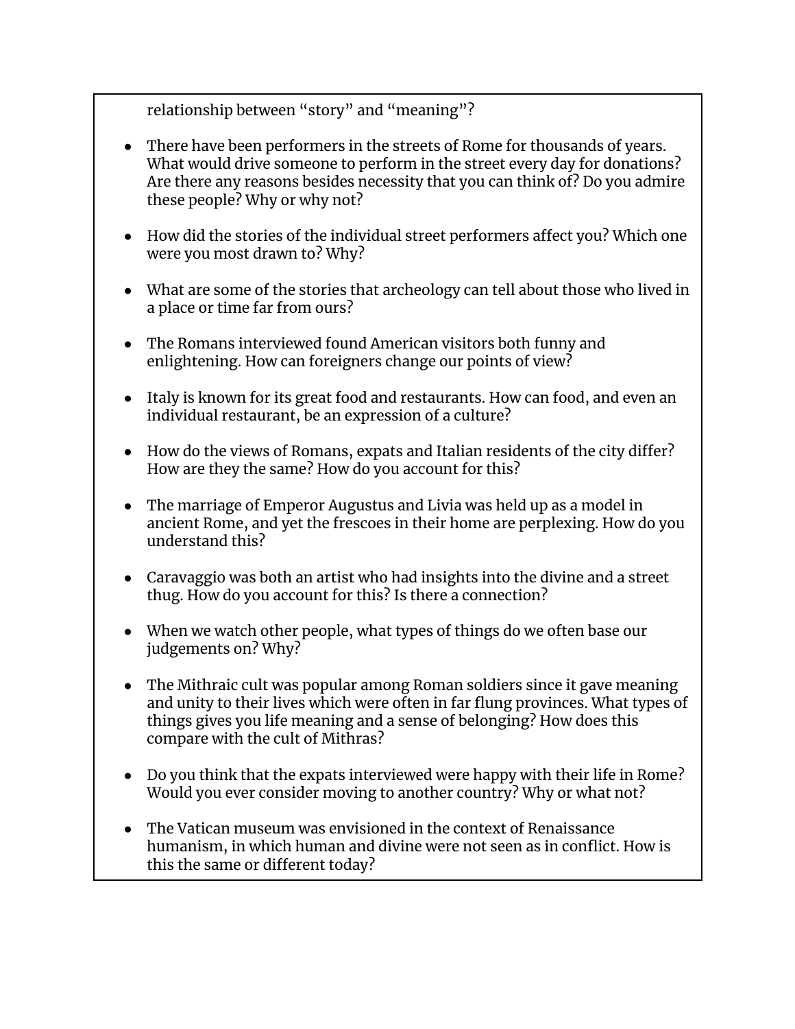relationship between "story" and "meaning"?

- There have been performers in the streets of Rome for thousands of years. What would drive someone to perform in the street every day for donations? Are there any reasons besides necessity that you can think of? Do you admire these people? Why or why not?
- How did the stories of the individual street performers affect you? Which one were you most drawn to? Why?
- What are some of the stories that archeology can tell about those who lived in a place or time far from ours?
- The Romans interviewed found American visitors both funny and enlightening. How can foreigners change our points of view?
- Italy is known for its great food and restaurants. How can food, and even an individual restaurant, be an expression of a culture?
- How do the views of Romans, expats and Italian residents of the city differ? How are they the same? How do you account for this?
- The marriage of Emperor Augustus and Livia was held up as a model in ancient Rome, and yet the frescoes in their home are perplexing. How do you understand this?
- Caravaggio was both an artist who had insights into the divine and a street thug. How do you account for this? Is there a connection?
- When we watch other people, what types of things do we often base our judgements on? Why?
- The Mithraic cult was popular among Roman soldiers since it gave meaning and unity to their lives which were often in far flung provinces. What types of things gives you life meaning and a sense of belonging? How does this compare with the cult of Mithras?
- Do you think that the expats interviewed were happy with their life in Rome? Would you ever consider moving to another country? Why or what not?
- The Vatican museum was envisioned in the context of Renaissance humanism, in which human and divine were not seen as in conflict. How is this the same or different today?